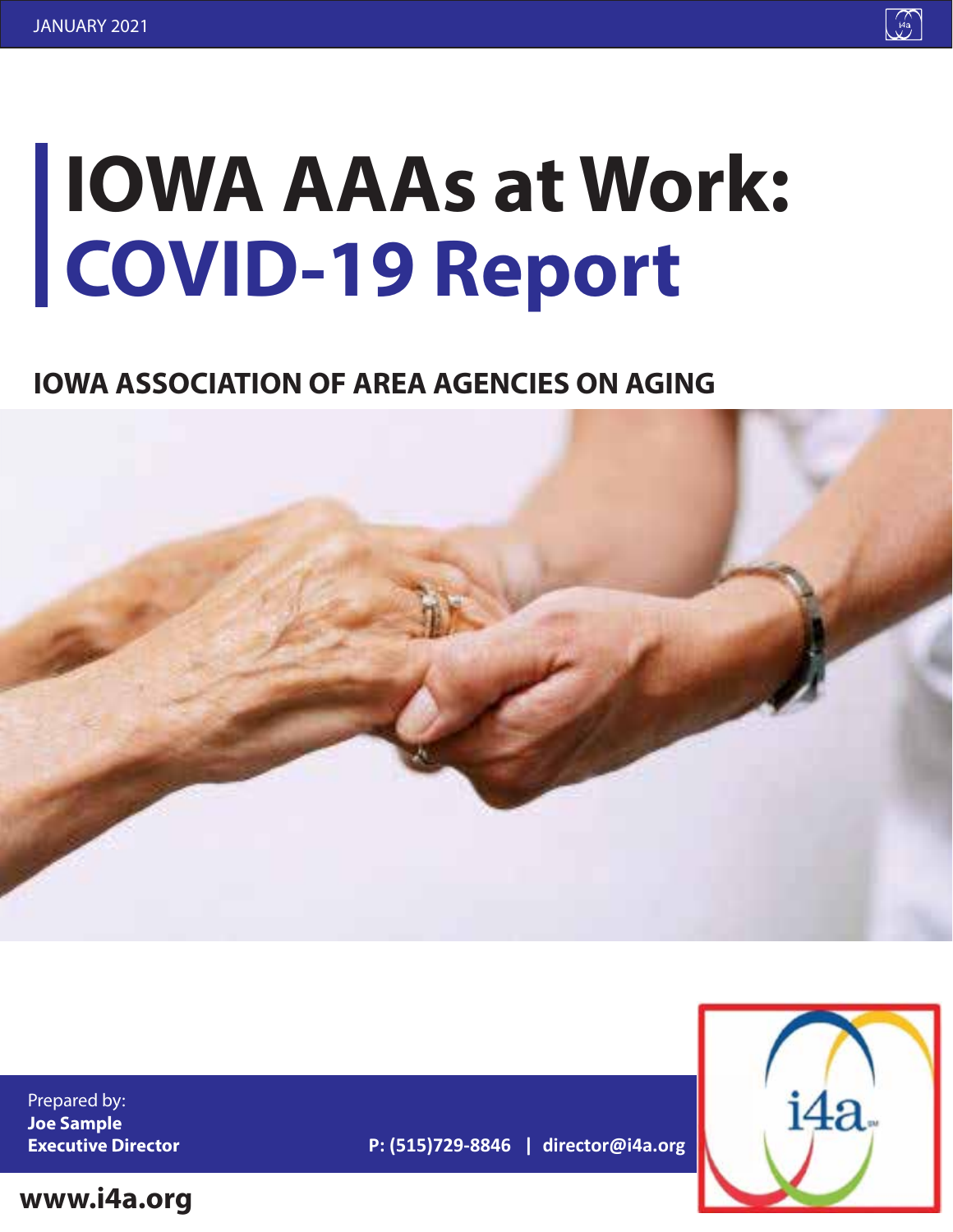JANUARY 2021

# IOWA AAAs at Work: COVID-19 Report

## IOWA ASSOCIATION OF AREA AGENCIES ON AGING

Prepared by:
**Joe Sample**
**Executive Director**

**P: (515)729-8846 | director@i4a.org**

**www.i4a.org**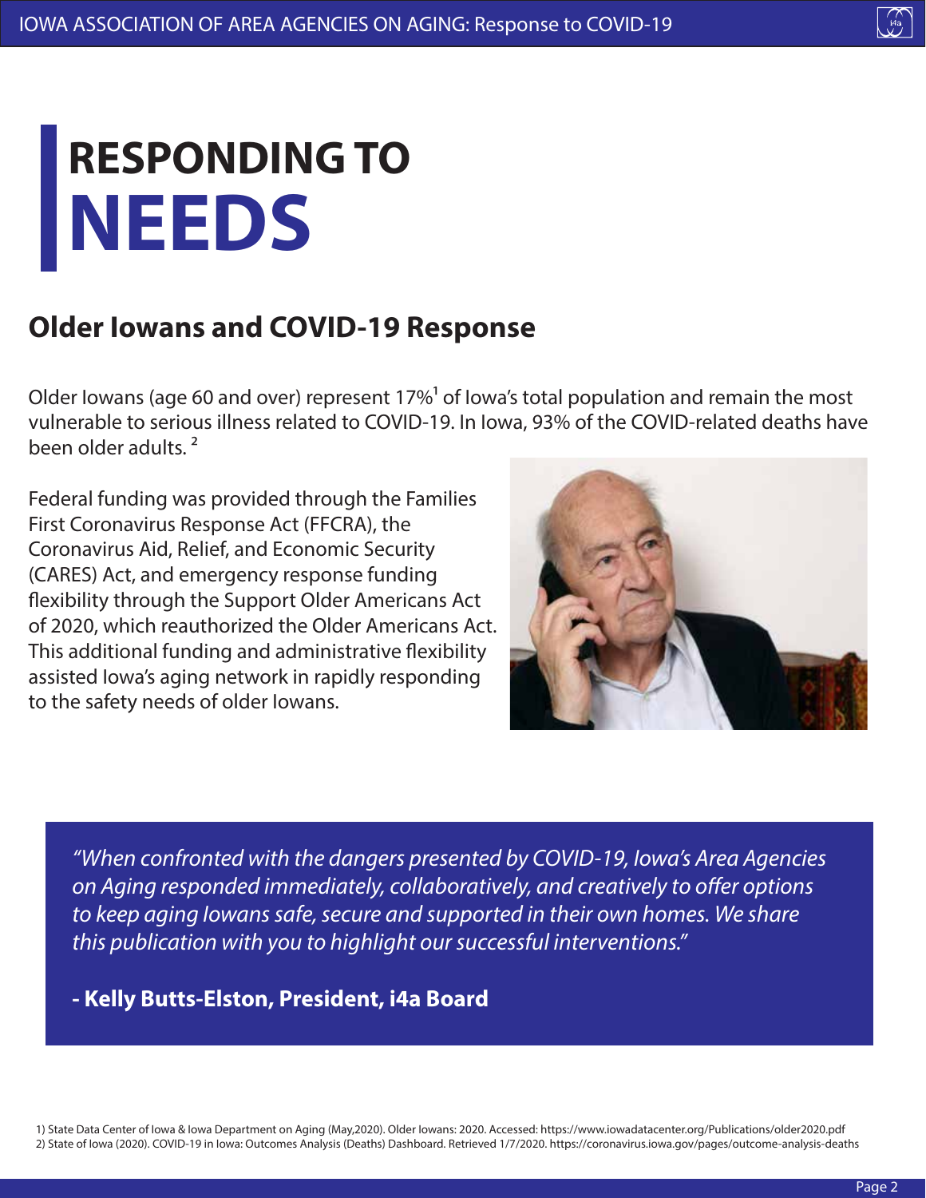# RESPONDING TO NEEDS

## Older Iowans and COVID-19 Response

Older Iowans (age 60 and over) represent 17%[1] of Iowa's total population and remain the most vulnerable to serious illness related to COVID-19. In Iowa, 93% of the COVID-related deaths have been older adults. [2]

Federal funding was provided through the Families First Coronavirus Response Act (FFCRA), the Coronavirus Aid, Relief, and Economic Security (CARES) Act, and emergency response funding flexibility through the Support Older Americans Act of 2020, which reauthorized the Older Americans Act. This additional funding and administrative flexibility assisted Iowa's aging network in rapidly responding to the safety needs of older Iowans.

> *"When confronted with the dangers presented by COVID-19, Iowa's Area Agencies on Aging responded immediately, collaboratively, and creatively to offer options to keep aging Iowans safe, secure and supported in their own homes. We share this publication with you to highlight our successful interventions."*
>
> **- Kelly Butts-Elston, President, i4a Board**

1) State Data Center of Iowa & Iowa Department on Aging (May,2020). Older Iowans: 2020. Accessed: https://www.iowadatacenter.org/Publications/older2020.pdf
2) State of Iowa (2020). COVID-19 in Iowa: Outcomes Analysis (Deaths) Dashboard. Retrieved 1/7/2020. https://coronavirus.iowa.gov/pages/outcome-analysis-deaths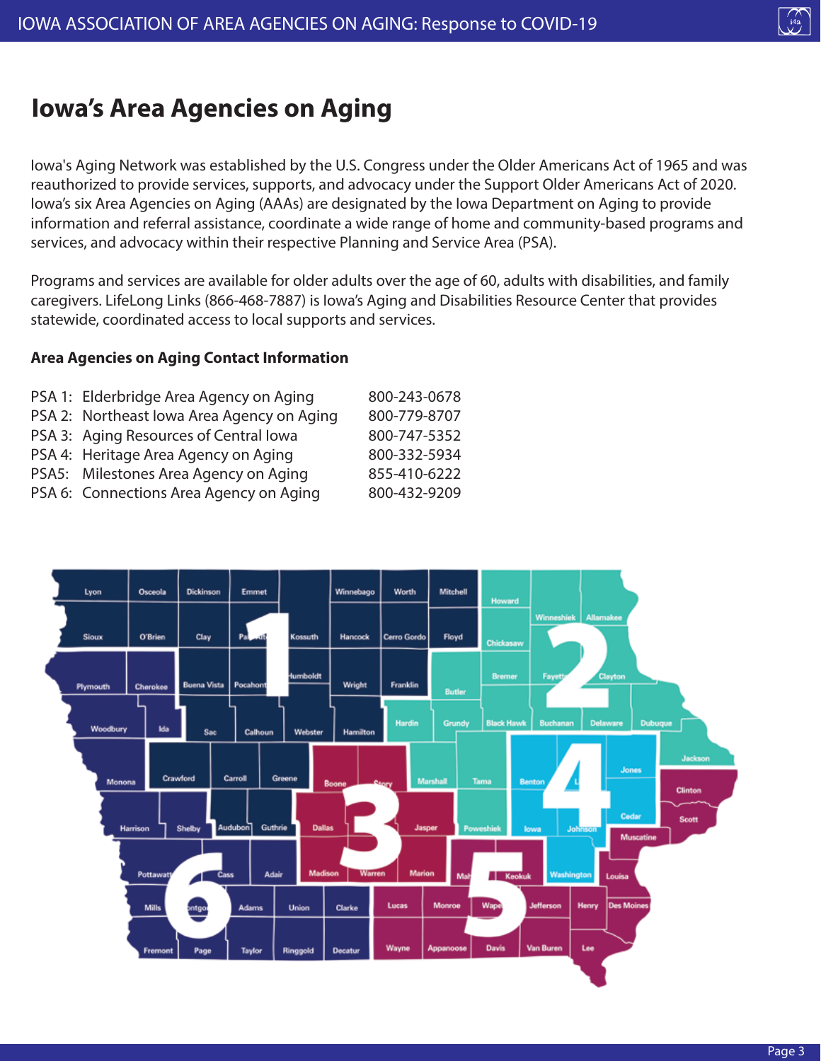# Iowa's Area Agencies on Aging

Iowa's Aging Network was established by the U.S. Congress under the Older Americans Act of 1965 and was reauthorized to provide services, supports, and advocacy under the Support Older Americans Act of 2020. Iowa's six Area Agencies on Aging (AAAs) are designated by the Iowa Department on Aging to provide information and referral assistance, coordinate a wide range of home and community-based programs and services, and advocacy within their respective Planning and Service Area (PSA).

Programs and services are available for older adults over the age of 60, adults with disabilities, and family caregivers. LifeLong Links (866-468-7887) is Iowa's Aging and Disabilities Resource Center that provides statewide, coordinated access to local supports and services.

**Area Agencies on Aging Contact Information**

| | | |
|---|---|---|
| PSA 1: | Elderbridge Area Agency on Aging | 800-243-0678 |
| PSA 2: | Northeast Iowa Area Agency on Aging | 800-779-8707 |
| PSA 3: | Aging Resources of Central Iowa | 800-747-5352 |
| PSA 4: | Heritage Area Agency on Aging | 800-332-5934 |
| PSA5: | Milestones Area Agency on Aging | 855-410-6222 |
| PSA 6: | Connections Area Agency on Aging | 800-432-9209 |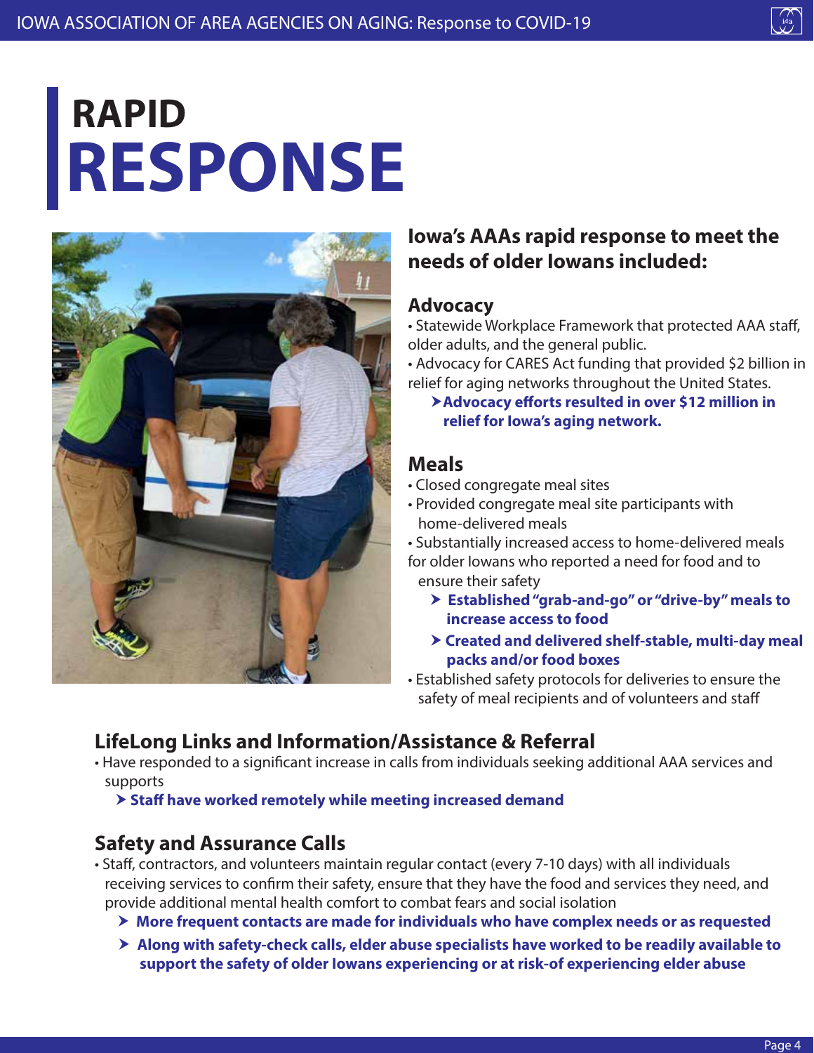# RAPID RESPONSE

## Iowa's AAAs rapid response to meet the needs of older Iowans included:

### Advocacy

- Statewide Workplace Framework that protected AAA staff, older adults, and the general public.
- Advocacy for CARES Act funding that provided $2 billion in relief for aging networks throughout the United States.
  - **Advocacy efforts resulted in over $12 million in relief for Iowa's aging network.**

### Meals

- Closed congregate meal sites
- Provided congregate meal site participants with home-delivered meals
- Substantially increased access to home-delivered meals for older Iowans who reported a need for food and to ensure their safety
  - **Established "grab-and-go" or "drive-by" meals to increase access to food**
  - **Created and delivered shelf-stable, multi-day meal packs and/or food boxes**
- Established safety protocols for deliveries to ensure the safety of meal recipients and of volunteers and staff

### LifeLong Links and Information/Assistance & Referral

- Have responded to a significant increase in calls from individuals seeking additional AAA services and supports
  - **Staff have worked remotely while meeting increased demand**

### Safety and Assurance Calls

- Staff, contractors, and volunteers maintain regular contact (every 7-10 days) with all individuals receiving services to confirm their safety, ensure that they have the food and services they need, and provide additional mental health comfort to combat fears and social isolation
  - **More frequent contacts are made for individuals who have complex needs or as requested**
  - **Along with safety-check calls, elder abuse specialists have worked to be readily available to support the safety of older Iowans experiencing or at risk-of experiencing elder abuse**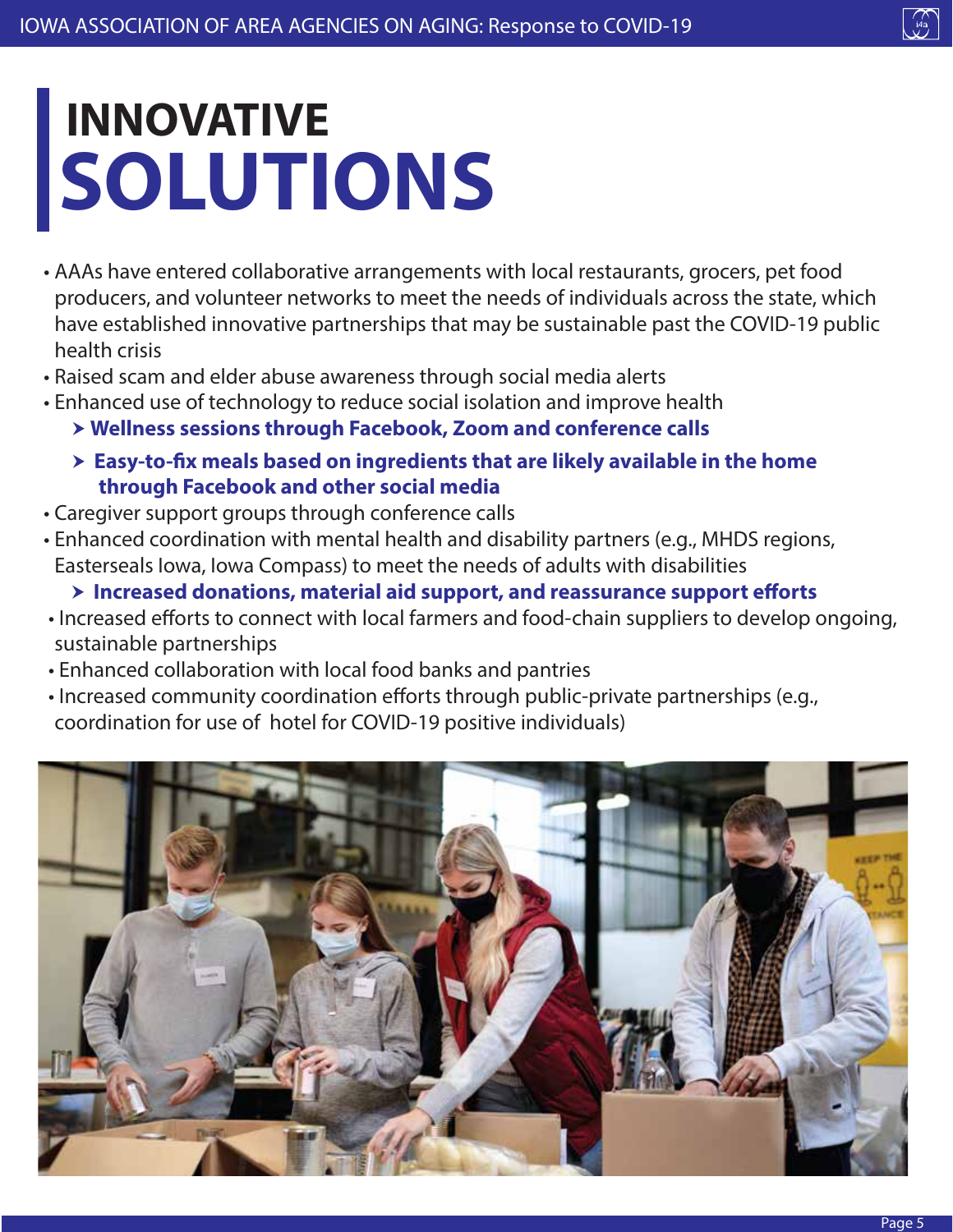# INNOVATIVE SOLUTIONS

- AAAs have entered collaborative arrangements with local restaurants, grocers, pet food producers, and volunteer networks to meet the needs of individuals across the state, which have established innovative partnerships that may be sustainable past the COVID-19 public health crisis
- Raised scam and elder abuse awareness through social media alerts
- Enhanced use of technology to reduce social isolation and improve health
  - **Wellness sessions through Facebook, Zoom and conference calls**
  - **Easy-to-fix meals based on ingredients that are likely available in the home through Facebook and other social media**
- Caregiver support groups through conference calls
- Enhanced coordination with mental health and disability partners (e.g., MHDS regions, Easterseals Iowa, Iowa Compass) to meet the needs of adults with disabilities
  - **Increased donations, material aid support, and reassurance support efforts**
- Increased efforts to connect with local farmers and food-chain suppliers to develop ongoing, sustainable partnerships
- Enhanced collaboration with local food banks and pantries
- Increased community coordination efforts through public-private partnerships (e.g., coordination for use of hotel for COVID-19 positive individuals)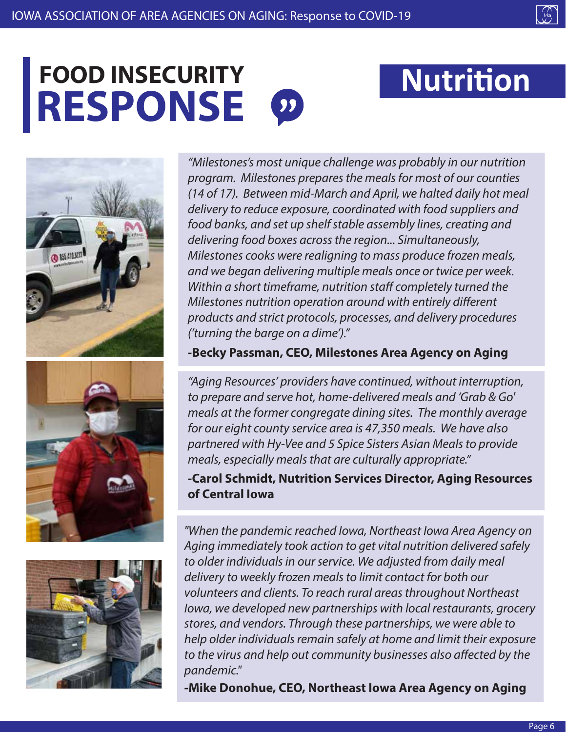# FOOD INSECURITY RESPONSE

## Nutrition

*"Milestones's most unique challenge was probably in our nutrition program. Milestones prepares the meals for most of our counties (14 of 17). Between mid-March and April, we halted daily hot meal delivery to reduce exposure, coordinated with food suppliers and food banks, and set up shelf stable assembly lines, creating and delivering food boxes across the region... Simultaneously, Milestones cooks were realigning to mass produce frozen meals, and we began delivering multiple meals once or twice per week. Within a short timeframe, nutrition staff completely turned the Milestones nutrition operation around with entirely different products and strict protocols, processes, and delivery procedures ('turning the barge on a dime')."*

**-Becky Passman, CEO, Milestones Area Agency on Aging**

*"Aging Resources' providers have continued, without interruption, to prepare and serve hot, home-delivered meals and 'Grab & Go' meals at the former congregate dining sites. The monthly average for our eight county service area is 47,350 meals. We have also partnered with Hy-Vee and 5 Spice Sisters Asian Meals to provide meals, especially meals that are culturally appropriate."*

**-Carol Schmidt, Nutrition Services Director, Aging Resources of Central Iowa**

*"When the pandemic reached Iowa, Northeast Iowa Area Agency on Aging immediately took action to get vital nutrition delivered safely to older individuals in our service. We adjusted from daily meal delivery to weekly frozen meals to limit contact for both our volunteers and clients. To reach rural areas throughout Northeast Iowa, we developed new partnerships with local restaurants, grocery stores, and vendors. Through these partnerships, we were able to help older individuals remain safely at home and limit their exposure to the virus and help out community businesses also affected by the pandemic."*

**-Mike Donohue, CEO, Northeast Iowa Area Agency on Aging**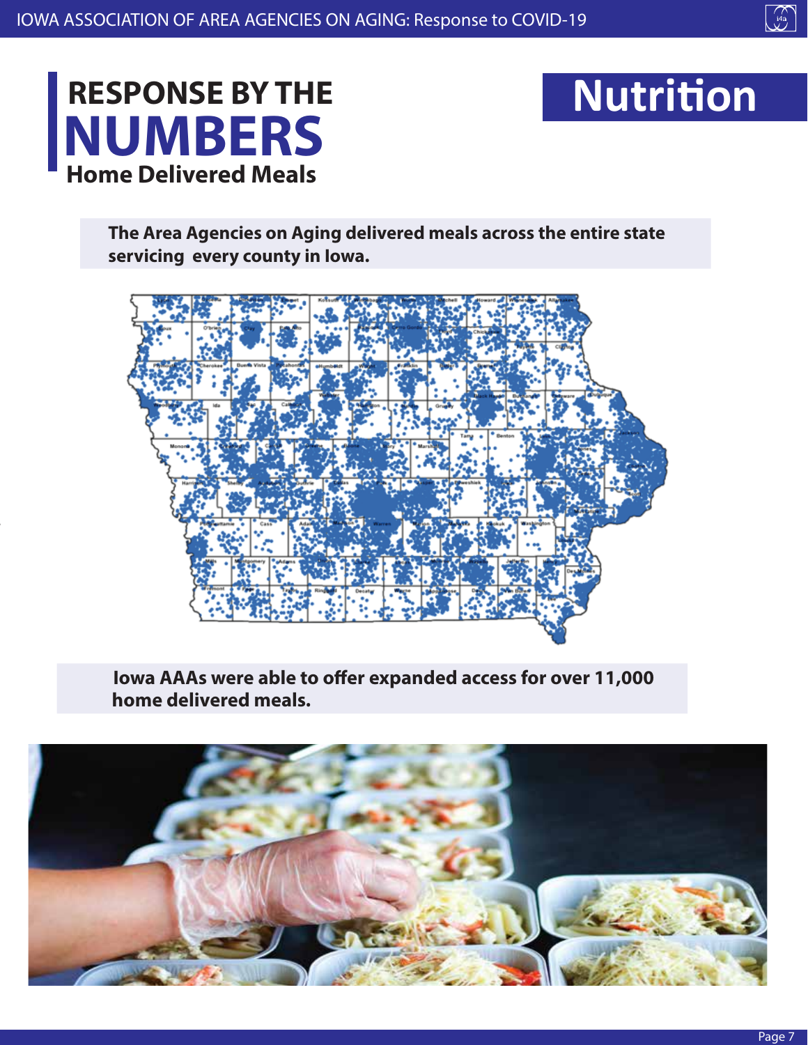# RESPONSE BY THE NUMBERS

## Home Delivered Meals

## Nutrition

**The Area Agencies on Aging delivered meals across the entire state servicing every county in Iowa.**

**Iowa AAAs were able to offer expanded access for over 11,000 home delivered meals.**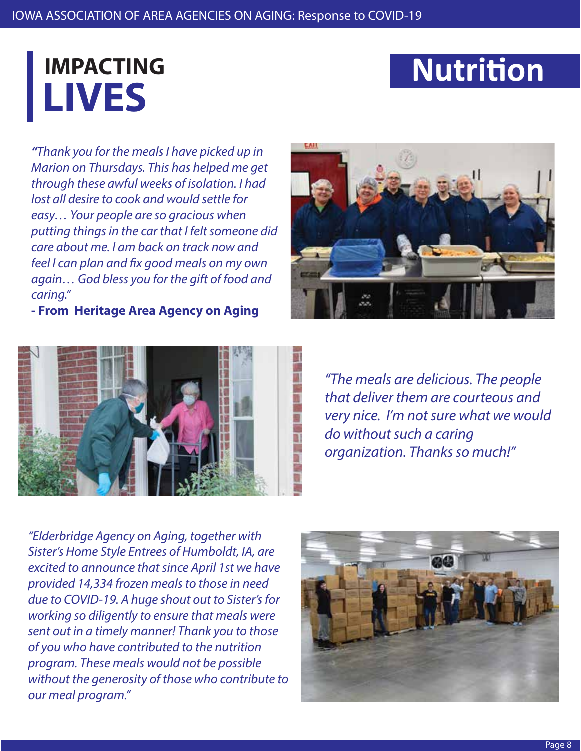# IMPACTING LIVES

## Nutrition

*"Thank you for the meals I have picked up in Marion on Thursdays. This has helped me get through these awful weeks of isolation. I had lost all desire to cook and would settle for easy… Your people are so gracious when putting things in the car that I felt someone did care about me. I am back on track now and feel I can plan and fix good meals on my own again… God bless you for the gift of food and caring."*

**- From Heritage Area Agency on Aging**

*"The meals are delicious. The people that deliver them are courteous and very nice. I'm not sure what we would do without such a caring organization. Thanks so much!"*

*"Elderbridge Agency on Aging, together with Sister's Home Style Entrees of Humboldt, IA, are excited to announce that since April 1st we have provided 14,334 frozen meals to those in need due to COVID-19. A huge shout out to Sister's for working so diligently to ensure that meals were sent out in a timely manner! Thank you to those of you who have contributed to the nutrition program. These meals would not be possible without the generosity of those who contribute to our meal program."*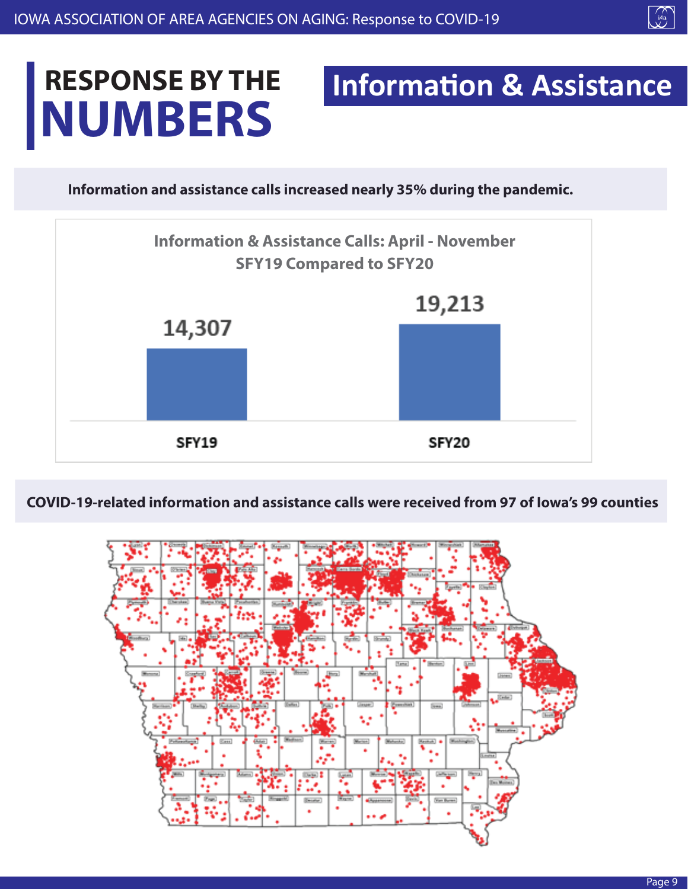# RESPONSE BY THE NUMBERS

## Information & Assistance

**Information and assistance calls increased nearly 35% during the pandemic.**

**Information & Assistance Calls: April - November SFY19 Compared to SFY20**

| | SFY19 | SFY20 |
|---|---|---|
| Calls | 14,307 | 19,213 |

**COVID-19-related information and assistance calls were received from 97 of Iowa's 99 counties**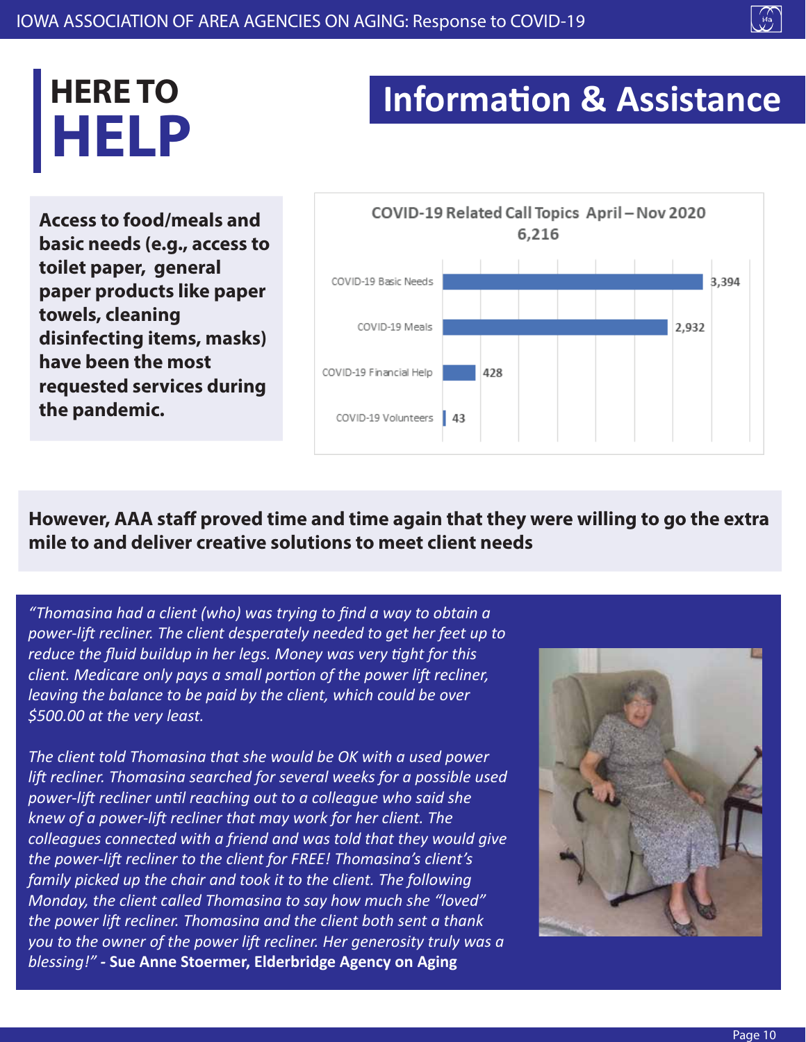# HERE TO HELP

## Information & Assistance

**Access to food/meals and basic needs (e.g., access to toilet paper, general paper products like paper towels, cleaning disinfecting items, masks) have been the most requested services during the pandemic.**

COVID-19 Related Call Topics April – Nov 2020
6,216

| Topic | Calls |
| --- | --- |
| COVID-19 Basic Needs | 3,394 |
| COVID-19 Meals | 2,932 |
| COVID-19 Financial Help | 428 |
| COVID-19 Volunteers | 43 |

**However, AAA staff proved time and time again that they were willing to go the extra mile to and deliver creative solutions to meet client needs**

*"Thomasina had a client (who) was trying to find a way to obtain a power-lift recliner. The client desperately needed to get her feet up to reduce the fluid buildup in her legs. Money was very tight for this client. Medicare only pays a small portion of the power lift recliner, leaving the balance to be paid by the client, which could be over $500.00 at the very least.*

*The client told Thomasina that she would be OK with a used power lift recliner. Thomasina searched for several weeks for a possible used power-lift recliner until reaching out to a colleague who said she knew of a power-lift recliner that may work for her client. The colleagues connected with a friend and was told that they would give the power-lift recliner to the client for FREE! Thomasina's client's family picked up the chair and took it to the client. The following Monday, the client called Thomasina to say how much she "loved" the power lift recliner. Thomasina and the client both sent a thank you to the owner of the power lift recliner. Her generosity truly was a blessing!"* **- Sue Anne Stoermer, Elderbridge Agency on Aging**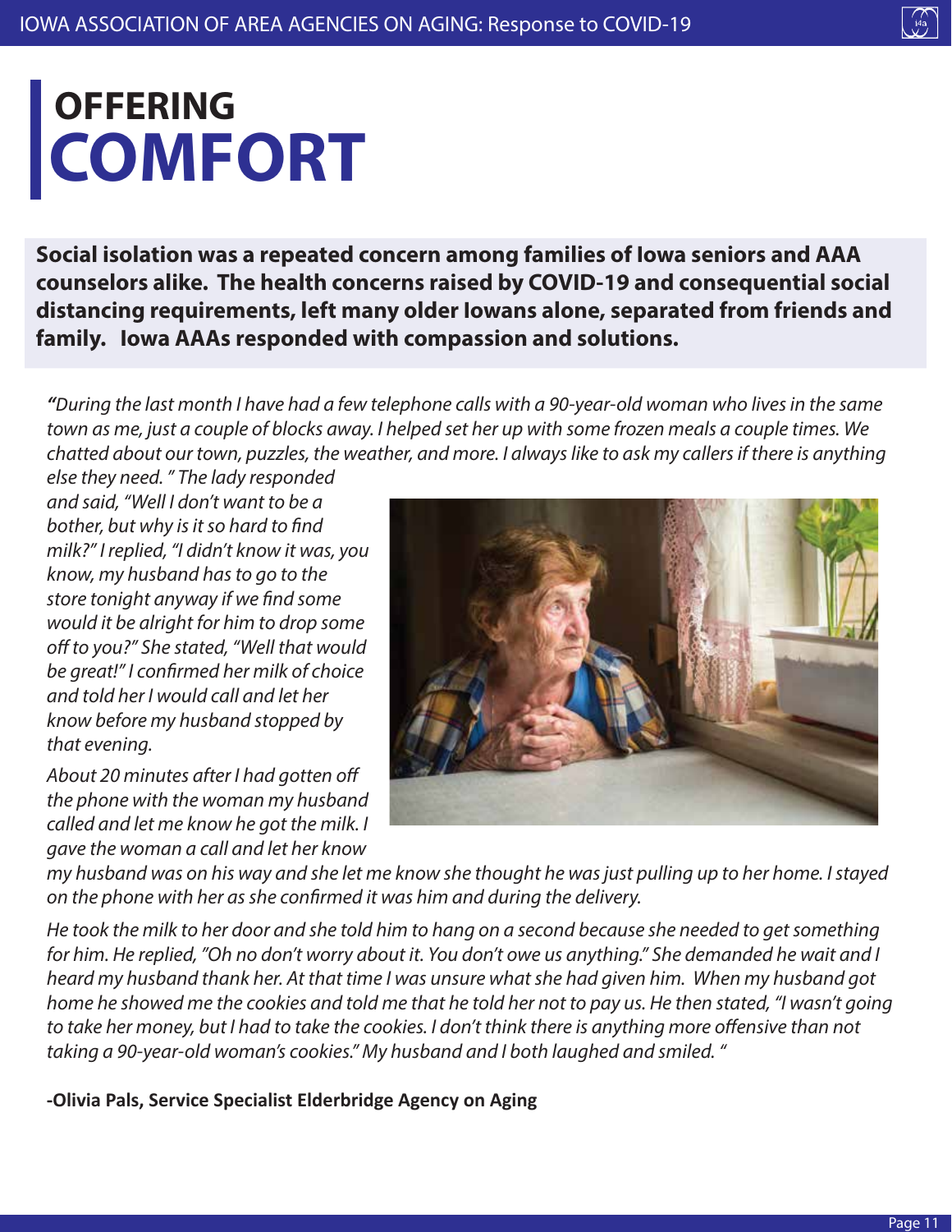# OFFERING COMFORT

**Social isolation was a repeated concern among families of Iowa seniors and AAA counselors alike. The health concerns raised by COVID-19 and consequential social distancing requirements, left many older Iowans alone, separated from friends and family. Iowa AAAs responded with compassion and solutions.**

*"During the last month I have had a few telephone calls with a 90-year-old woman who lives in the same town as me, just a couple of blocks away. I helped set her up with some frozen meals a couple times. We chatted about our town, puzzles, the weather, and more. I always like to ask my callers if there is anything else they need. " The lady responded and said, "Well I don't want to be a bother, but why is it so hard to find milk?" I replied, "I didn't know it was, you know, my husband has to go to the store tonight anyway if we find some would it be alright for him to drop some off to you?" She stated, "Well that would be great!" I confirmed her milk of choice and told her I would call and let her know before my husband stopped by that evening.*

*About 20 minutes after I had gotten off the phone with the woman my husband called and let me know he got the milk. I gave the woman a call and let her know my husband was on his way and she let me know she thought he was just pulling up to her home. I stayed on the phone with her as she confirmed it was him and during the delivery.*

*He took the milk to her door and she told him to hang on a second because she needed to get something for him. He replied, "Oh no don't worry about it. You don't owe us anything." She demanded he wait and I heard my husband thank her. At that time I was unsure what she had given him. When my husband got home he showed me the cookies and told me that he told her not to pay us. He then stated, "I wasn't going to take her money, but I had to take the cookies. I don't think there is anything more offensive than not taking a 90-year-old woman's cookies." My husband and I both laughed and smiled. "*

**-Olivia Pals, Service Specialist Elderbridge Agency on Aging**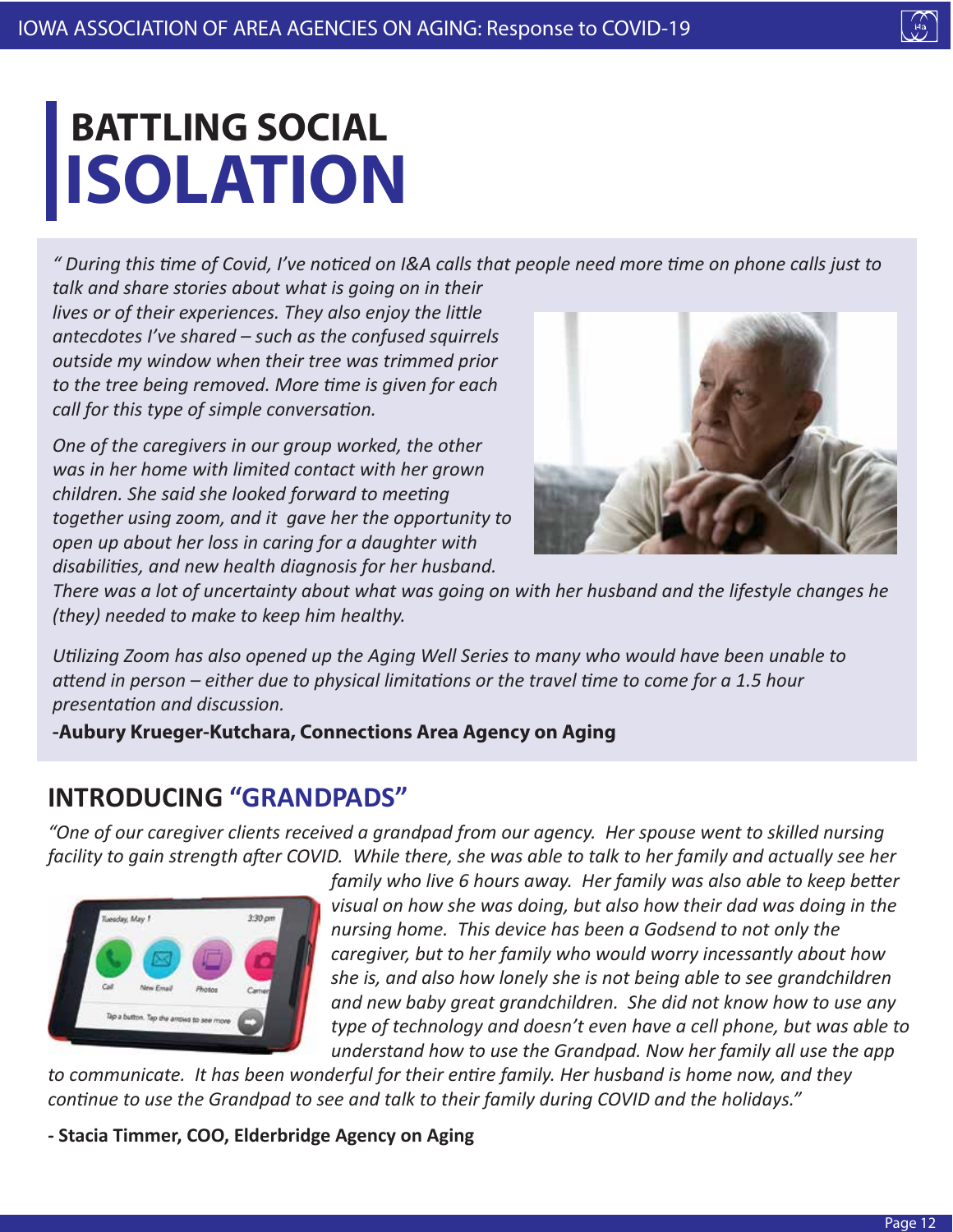# BATTLING SOCIAL ISOLATION

*" During this time of Covid, I've noticed on I&A calls that people need more time on phone calls just to talk and share stories about what is going on in their lives or of their experiences. They also enjoy the little antecdotes I've shared – such as the confused squirrels outside my window when their tree was trimmed prior to the tree being removed. More time is given for each call for this type of simple conversation.*

*One of the caregivers in our group worked, the other was in her home with limited contact with her grown children. She said she looked forward to meeting together using zoom, and it gave her the opportunity to open up about her loss in caring for a daughter with disabilities, and new health diagnosis for her husband. There was a lot of uncertainty about what was going on with her husband and the lifestyle changes he (they) needed to make to keep him healthy.*

*Utilizing Zoom has also opened up the Aging Well Series to many who would have been unable to attend in person – either due to physical limitations or the travel time to come for a 1.5 hour presentation and discussion.*

**-Aubury Krueger-Kutchara, Connections Area Agency on Aging**

## INTRODUCING "GRANDPADS"

*"One of our caregiver clients received a grandpad from our agency. Her spouse went to skilled nursing facility to gain strength after COVID. While there, she was able to talk to her family and actually see her family who live 6 hours away. Her family was also able to keep better visual on how she was doing, but also how their dad was doing in the nursing home. This device has been a Godsend to not only the caregiver, but to her family who would worry incessantly about how she is, and also how lonely she is not being able to see grandchildren and new baby great grandchildren. She did not know how to use any type of technology and doesn't even have a cell phone, but was able to understand how to use the Grandpad. Now her family all use the app to communicate. It has been wonderful for their entire family. Her husband is home now, and they continue to use the Grandpad to see and talk to their family during COVID and the holidays."*

**- Stacia Timmer, COO, Elderbridge Agency on Aging**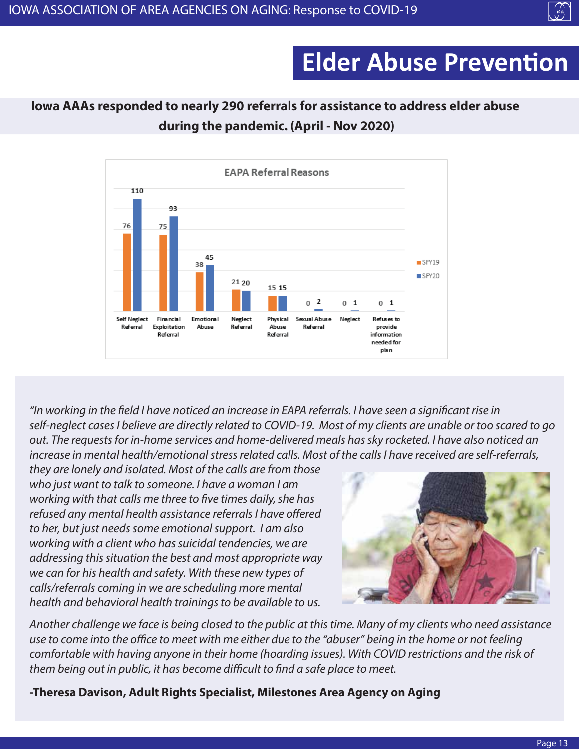# Elder Abuse Prevention

**Iowa AAAs responded to nearly 290 referrals for assistance to address elder abuse during the pandemic. (April - Nov 2020)**

EAPA Referral Reasons

110
76
93
75
45
38
21 20
15 15
0 2
0 1
0 1

Self Neglect Referral
Financial Exploitation Referral
Emotional Abuse
Neglect Referral
Physical Abuse Referral
Sexual Abuse Referral
Neglect
Refuses to provide information needed for plan

SFY19
SFY20

*"In working in the field I have noticed an increase in EAPA referrals. I have seen a significant rise in self-neglect cases I believe are directly related to COVID-19. Most of my clients are unable or too scared to go out. The requests for in-home services and home-delivered meals has sky rocketed. I have also noticed an increase in mental health/emotional stress related calls. Most of the calls I have received are self-referrals, they are lonely and isolated. Most of the calls are from those who just want to talk to someone. I have a woman I am working with that calls me three to five times daily, she has refused any mental health assistance referrals I have offered to her, but just needs some emotional support. I am also working with a client who has suicidal tendencies, we are addressing this situation the best and most appropriate way we can for his health and safety. With these new types of calls/referrals coming in we are scheduling more mental health and behavioral health trainings to be available to us.*

*Another challenge we face is being closed to the public at this time. Many of my clients who need assistance use to come into the office to meet with me either due to the "abuser" being in the home or not feeling comfortable with having anyone in their home (hoarding issues). With COVID restrictions and the risk of them being out in public, it has become difficult to find a safe place to meet.*

**-Theresa Davison, Adult Rights Specialist, Milestones Area Agency on Aging**